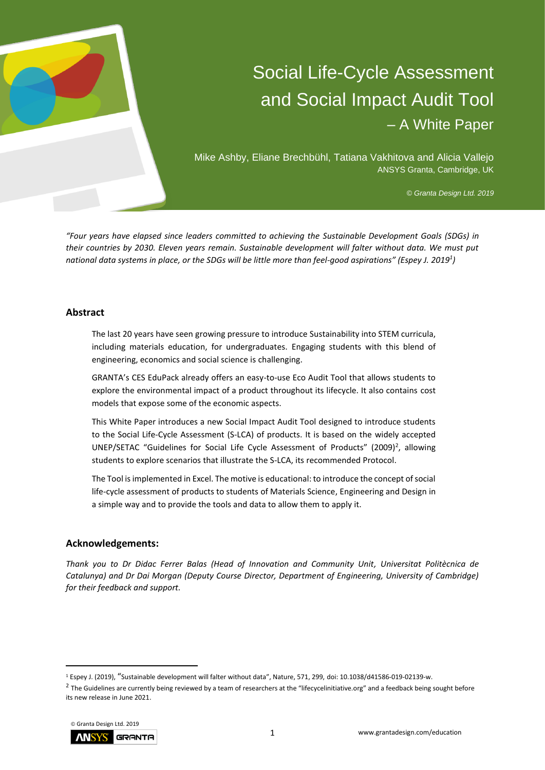# Social Life-Cycle Assessment and Social Impact Audit Tool – A White Paper

Mike Ashby, Eliane Brechbühl, Tatiana Vakhitova and Alicia Vallejo
ANSYS Granta, Cambridge, UK

*© Granta Design Ltd. 2019*

*"Four years have elapsed since leaders committed to achieving the Sustainable Development Goals (SDGs) in their countries by 2030. Eleven years remain. Sustainable development will falter without data. We must put national data systems in place, or the SDGs will be little more than feel-good aspirations" (Espey J. 2019[1])*

## Abstract

The last 20 years have seen growing pressure to introduce Sustainability into STEM curricula, including materials education, for undergraduates. Engaging students with this blend of engineering, economics and social science is challenging.

GRANTA's CES EduPack already offers an easy-to-use Eco Audit Tool that allows students to explore the environmental impact of a product throughout its lifecycle. It also contains cost models that expose some of the economic aspects.

This White Paper introduces a new Social Impact Audit Tool designed to introduce students to the Social Life-Cycle Assessment (S-LCA) of products. It is based on the widely accepted UNEP/SETAC "Guidelines for Social Life Cycle Assessment of Products" (2009)[2], allowing students to explore scenarios that illustrate the S-LCA, its recommended Protocol.

The Tool is implemented in Excel. The motive is educational: to introduce the concept of social life-cycle assessment of products to students of Materials Science, Engineering and Design in a simple way and to provide the tools and data to allow them to apply it.

## Acknowledgements:

*Thank you to Dr Didac Ferrer Balas (Head of Innovation and Community Unit, Universitat Politècnica de Catalunya) and Dr Dai Morgan (Deputy Course Director, Department of Engineering, University of Cambridge) for their feedback and support.*

---

[1] Espey J. (2019), "Sustainable development will falter without data", Nature, 571, 299, doi: 10.1038/d41586-019-02139-w.

[2] The Guidelines are currently being reviewed by a team of researchers at the "lifecycleinitiative.org" and a feedback being sought before its new release in June 2021.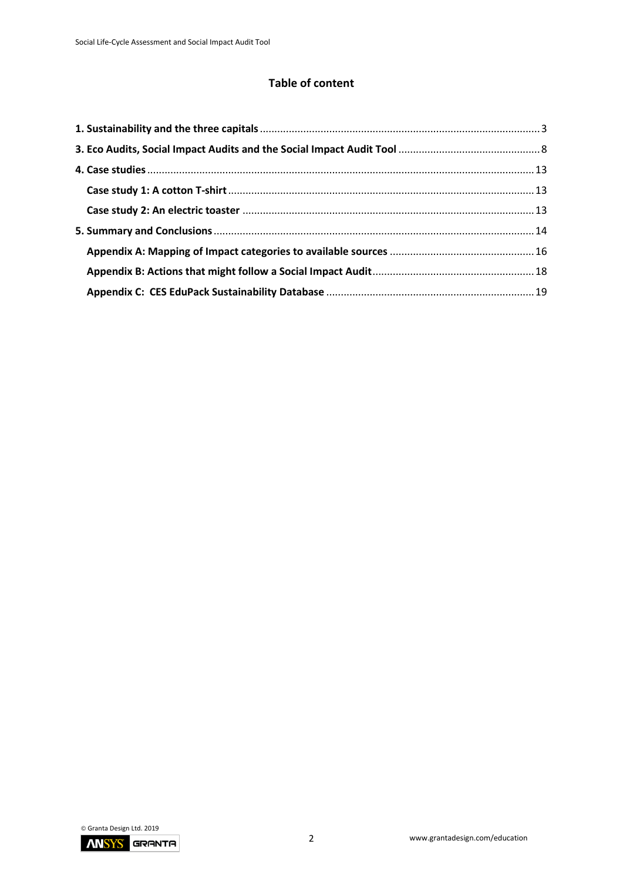## Table of content

**1. Sustainability and the three capitals** ........ 3

**3. Eco Audits, Social Impact Audits and the Social Impact Audit Tool** ........ 8

**4. Case studies** ........ 13

- **Case study 1: A cotton T-shirt** ........ 13
- **Case study 2: An electric toaster** ........ 13

**5. Summary and Conclusions** ........ 14

- **Appendix A: Mapping of Impact categories to available sources** ........ 16
- **Appendix B: Actions that might follow a Social Impact Audit** ........ 18
- **Appendix C: CES EduPack Sustainability Database** ........ 19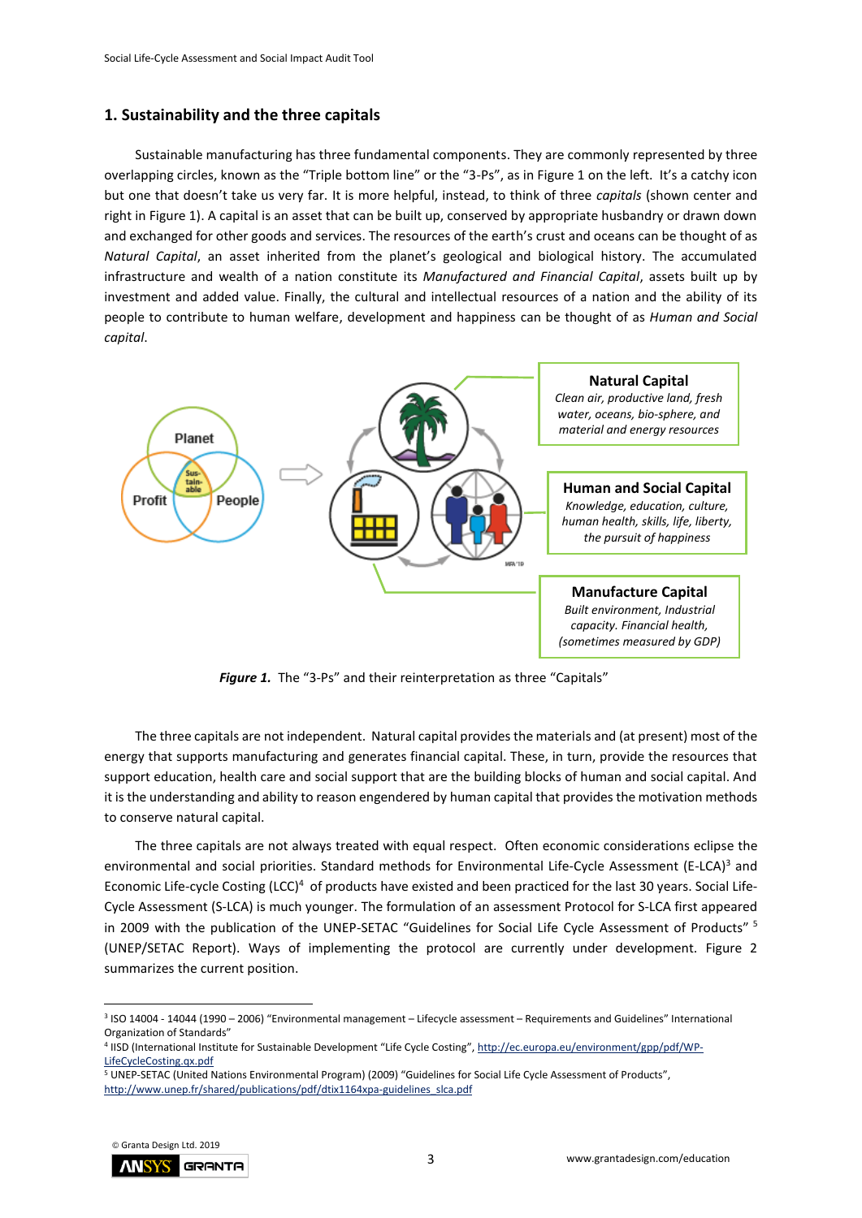## 1. Sustainability and the three capitals

Sustainable manufacturing has three fundamental components. They are commonly represented by three overlapping circles, known as the "Triple bottom line" or the "3-Ps", as in Figure 1 on the left. It's a catchy icon but one that doesn't take us very far. It is more helpful, instead, to think of three *capitals* (shown center and right in Figure 1). A capital is an asset that can be built up, conserved by appropriate husbandry or drawn down and exchanged for other goods and services. The resources of the earth's crust and oceans can be thought of as *Natural Capital*, an asset inherited from the planet's geological and biological history. The accumulated infrastructure and wealth of a nation constitute its *Manufactured and Financial Capital*, assets built up by investment and added value. Finally, the cultural and intellectual resources of a nation and the ability of its people to contribute to human welfare, development and happiness can be thought of as *Human and Social capital*.

**Natural Capital**
*Clean air, productive land, fresh water, oceans, bio-sphere, and material and energy resources*

**Human and Social Capital**
*Knowledge, education, culture, human health, skills, life, liberty, the pursuit of happiness*

**Manufacture Capital**
*Built environment, Industrial capacity. Financial health, (sometimes measured by GDP)*

***Figure 1.*** The "3-Ps" and their reinterpretation as three "Capitals"

The three capitals are not independent. Natural capital provides the materials and (at present) most of the energy that supports manufacturing and generates financial capital. These, in turn, provide the resources that support education, health care and social support that are the building blocks of human and social capital. And it is the understanding and ability to reason engendered by human capital that provides the motivation methods to conserve natural capital.

The three capitals are not always treated with equal respect. Often economic considerations eclipse the environmental and social priorities. Standard methods for Environmental Life-Cycle Assessment (E-LCA)[3] and Economic Life-cycle Costing (LCC)[4] of products have existed and been practiced for the last 30 years. Social Life-Cycle Assessment (S-LCA) is much younger. The formulation of an assessment Protocol for S-LCA first appeared in 2009 with the publication of the UNEP-SETAC "Guidelines for Social Life Cycle Assessment of Products" [5] (UNEP/SETAC Report). Ways of implementing the protocol are currently under development. Figure 2 summarizes the current position.

---

[3] ISO 14004 - 14044 (1990 – 2006) "Environmental management – Lifecycle assessment – Requirements and Guidelines" International Organization of Standards"

[4] IISD (International Institute for Sustainable Development "Life Cycle Costing", http://ec.europa.eu/environment/gpp/pdf/WP-LifeCycleCosting.qx.pdf

[5] UNEP-SETAC (United Nations Environmental Program) (2009) "Guidelines for Social Life Cycle Assessment of Products", http://www.unep.fr/shared/publications/pdf/dtix1164xpa-guidelines_slca.pdf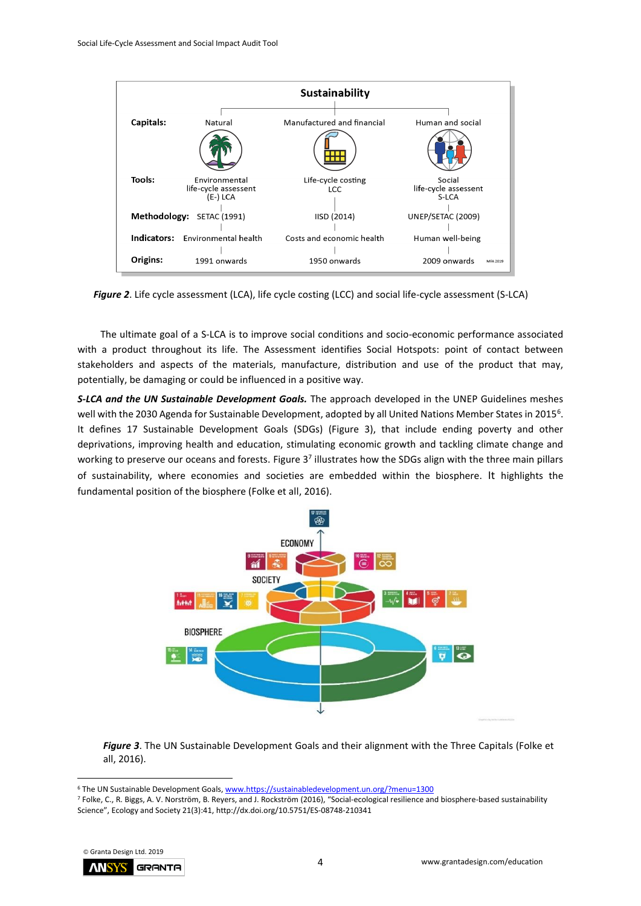| | Sustainability | | |
|---|---|---|---|
| **Capitals:** | Natural | Manufactured and financial | Human and social |
| **Tools:** | Environmental life-cycle assessent (E-) LCA | Life-cycle costing LCC | Social life-cycle assessent S-LCA |
| **Methodology:** | SETAC (1991) | IISD (2014) | UNEP/SETAC (2009) |
| **Indicators:** | Environmental health | Costs and economic health | Human well-being |
| **Origins:** | 1991 onwards | 1950 onwards | 2009 onwards |

***Figure 2***. Life cycle assessment (LCA), life cycle costing (LCC) and social life-cycle assessment (S-LCA)

The ultimate goal of a S-LCA is to improve social conditions and socio-economic performance associated with a product throughout its life. The Assessment identifies Social Hotspots: point of contact between stakeholders and aspects of the materials, manufacture, distribution and use of the product that may, potentially, be damaging or could be influenced in a positive way.

***S-LCA and the UN Sustainable Development Goals.*** The approach developed in the UNEP Guidelines meshes well with the 2030 Agenda for Sustainable Development, adopted by all United Nations Member States in 2015[6]. It defines 17 Sustainable Development Goals (SDGs) (Figure 3), that include ending poverty and other deprivations, improving health and education, stimulating economic growth and tackling climate change and working to preserve our oceans and forests. Figure 3[7] illustrates how the SDGs align with the three main pillars of sustainability, where economies and societies are embedded within the biosphere. It highlights the fundamental position of the biosphere (Folke et all, 2016).

***Figure 3***. The UN Sustainable Development Goals and their alignment with the Three Capitals (Folke et all, 2016).

[6] The UN Sustainable Development Goals, www.https://sustainabledevelopment.un.org/?menu=1300

[7] Folke, C., R. Biggs, A. V. Norström, B. Reyers, and J. Rockström (2016), "Social-ecological resilience and biosphere-based sustainability Science", Ecology and Society 21(3):41, http://dx.doi.org/10.5751/ES-08748-210341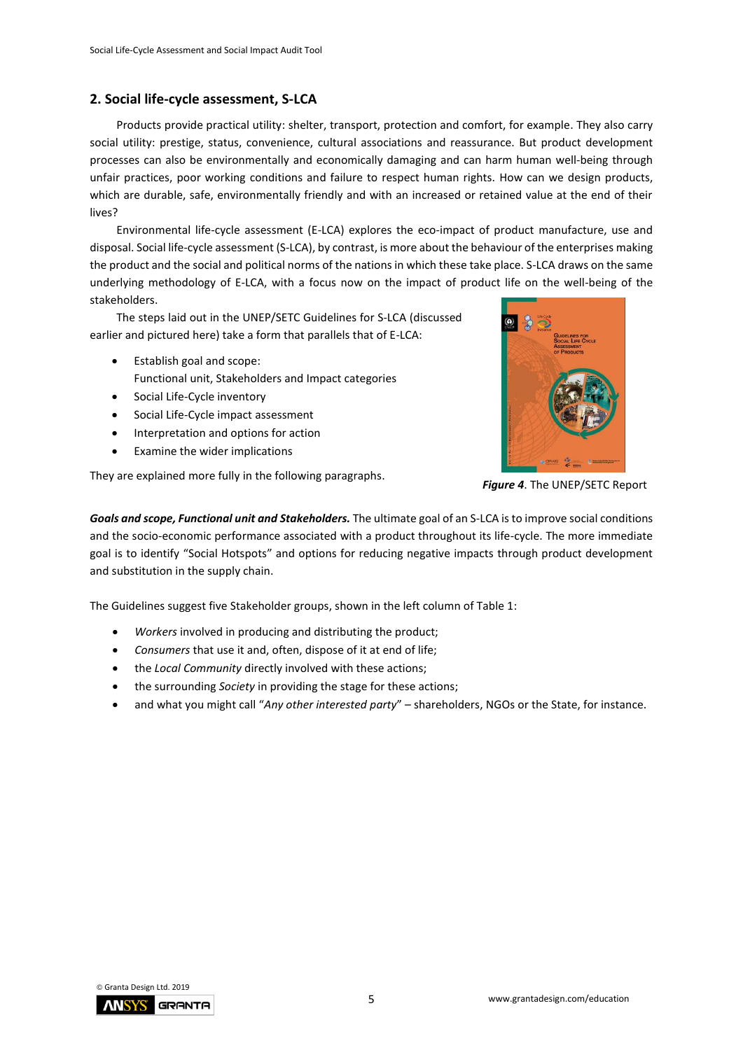## 2. Social life-cycle assessment, S-LCA

Products provide practical utility: shelter, transport, protection and comfort, for example. They also carry social utility: prestige, status, convenience, cultural associations and reassurance. But product development processes can also be environmentally and economically damaging and can harm human well-being through unfair practices, poor working conditions and failure to respect human rights. How can we design products, which are durable, safe, environmentally friendly and with an increased or retained value at the end of their lives?

Environmental life-cycle assessment (E-LCA) explores the eco-impact of product manufacture, use and disposal. Social life-cycle assessment (S-LCA), by contrast, is more about the behaviour of the enterprises making the product and the social and political norms of the nations in which these take place. S-LCA draws on the same underlying methodology of E-LCA, with a focus now on the impact of product life on the well-being of the stakeholders.

The steps laid out in the UNEP/SETC Guidelines for S-LCA (discussed earlier and pictured here) take a form that parallels that of E-LCA:

- Establish goal and scope:
  Functional unit, Stakeholders and Impact categories
- Social Life-Cycle inventory
- Social Life-Cycle impact assessment
- Interpretation and options for action
- Examine the wider implications

They are explained more fully in the following paragraphs.

***Figure 4***. The UNEP/SETC Report

***Goals and scope, Functional unit and Stakeholders.*** The ultimate goal of an S-LCA is to improve social conditions and the socio-economic performance associated with a product throughout its life-cycle. The more immediate goal is to identify "Social Hotspots" and options for reducing negative impacts through product development and substitution in the supply chain.

The Guidelines suggest five Stakeholder groups, shown in the left column of Table 1:

- *Workers* involved in producing and distributing the product;
- *Consumers* that use it and, often, dispose of it at end of life;
- the *Local Community* directly involved with these actions;
- the surrounding *Society* in providing the stage for these actions;
- and what you might call "*Any other interested party*" – shareholders, NGOs or the State, for instance.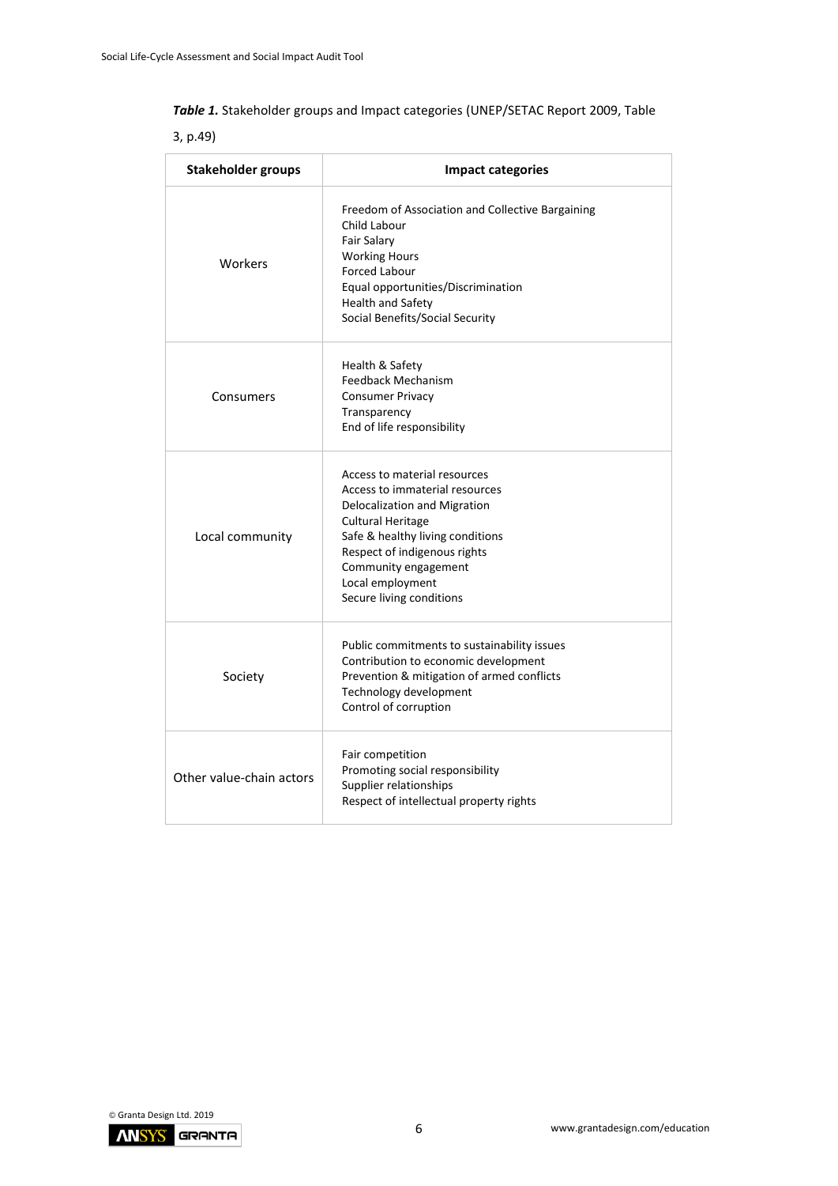***Table 1.*** Stakeholder groups and Impact categories (UNEP/SETAC Report 2009, Table 3, p.49)

| Stakeholder groups | Impact categories |
|---|---|
| Workers | Freedom of Association and Collective Bargaining<br>Child Labour<br>Fair Salary<br>Working Hours<br>Forced Labour<br>Equal opportunities/Discrimination<br>Health and Safety<br>Social Benefits/Social Security |
| Consumers | Health & Safety<br>Feedback Mechanism<br>Consumer Privacy<br>Transparency<br>End of life responsibility |
| Local community | Access to material resources<br>Access to immaterial resources<br>Delocalization and Migration<br>Cultural Heritage<br>Safe & healthy living conditions<br>Respect of indigenous rights<br>Community engagement<br>Local employment<br>Secure living conditions |
| Society | Public commitments to sustainability issues<br>Contribution to economic development<br>Prevention & mitigation of armed conflicts<br>Technology development<br>Control of corruption |
| Other value-chain actors | Fair competition<br>Promoting social responsibility<br>Supplier relationships<br>Respect of intellectual property rights |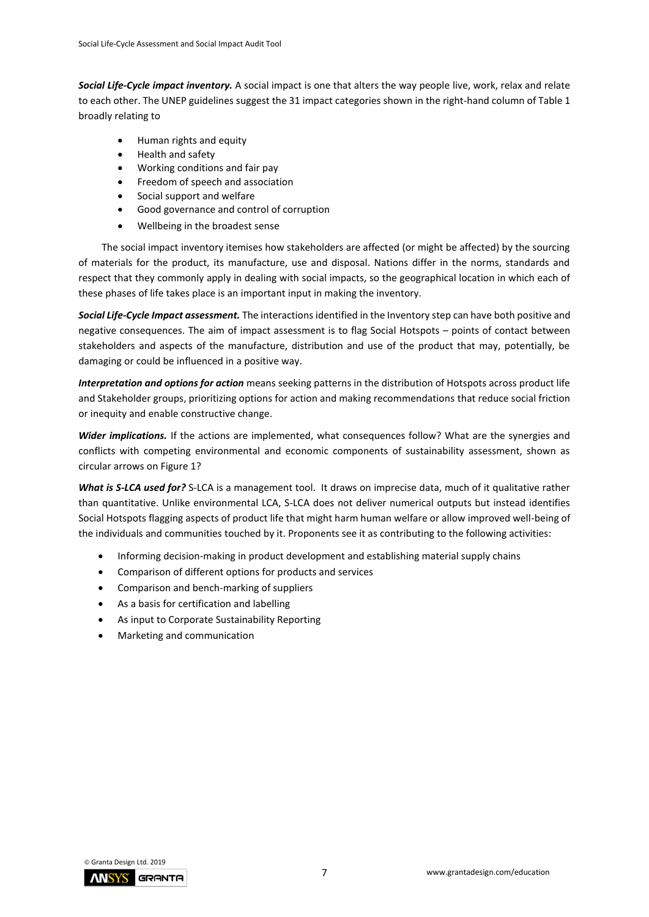***Social Life-Cycle impact inventory.*** A social impact is one that alters the way people live, work, relax and relate to each other. The UNEP guidelines suggest the 31 impact categories shown in the right-hand column of Table 1 broadly relating to

- Human rights and equity
- Health and safety
- Working conditions and fair pay
- Freedom of speech and association
- Social support and welfare
- Good governance and control of corruption
- Wellbeing in the broadest sense

The social impact inventory itemises how stakeholders are affected (or might be affected) by the sourcing of materials for the product, its manufacture, use and disposal. Nations differ in the norms, standards and respect that they commonly apply in dealing with social impacts, so the geographical location in which each of these phases of life takes place is an important input in making the inventory.

***Social Life-Cycle Impact assessment.*** The interactions identified in the Inventory step can have both positive and negative consequences. The aim of impact assessment is to flag Social Hotspots – points of contact between stakeholders and aspects of the manufacture, distribution and use of the product that may, potentially, be damaging or could be influenced in a positive way.

***Interpretation and options for action*** means seeking patterns in the distribution of Hotspots across product life and Stakeholder groups, prioritizing options for action and making recommendations that reduce social friction or inequity and enable constructive change.

***Wider implications.*** If the actions are implemented, what consequences follow? What are the synergies and conflicts with competing environmental and economic components of sustainability assessment, shown as circular arrows on Figure 1?

***What is S-LCA used for?*** S-LCA is a management tool. It draws on imprecise data, much of it qualitative rather than quantitative. Unlike environmental LCA, S-LCA does not deliver numerical outputs but instead identifies Social Hotspots flagging aspects of product life that might harm human welfare or allow improved well-being of the individuals and communities touched by it. Proponents see it as contributing to the following activities:

- Informing decision-making in product development and establishing material supply chains
- Comparison of different options for products and services
- Comparison and bench-marking of suppliers
- As a basis for certification and labelling
- As input to Corporate Sustainability Reporting
- Marketing and communication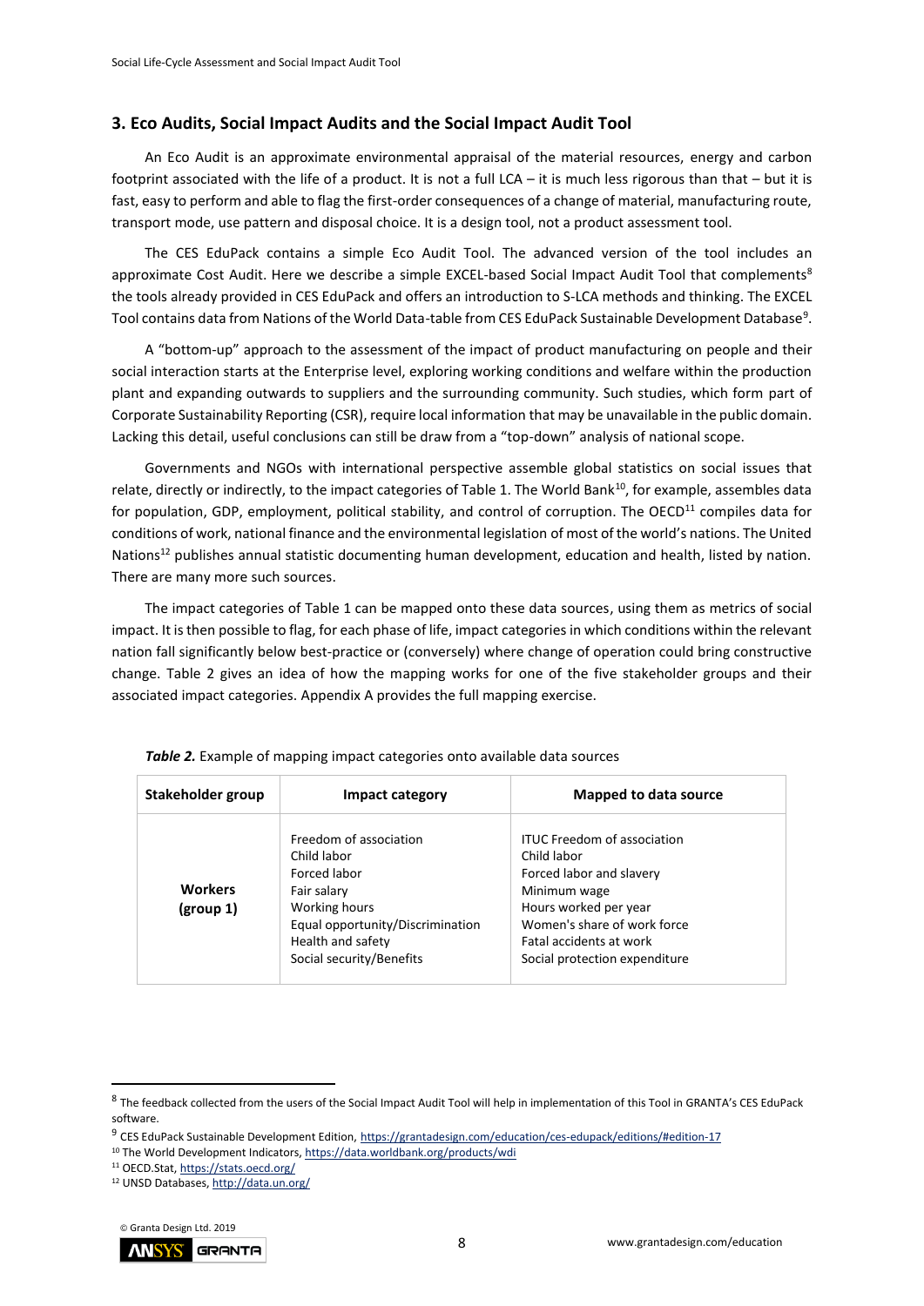## 3. Eco Audits, Social Impact Audits and the Social Impact Audit Tool

An Eco Audit is an approximate environmental appraisal of the material resources, energy and carbon footprint associated with the life of a product. It is not a full LCA – it is much less rigorous than that – but it is fast, easy to perform and able to flag the first-order consequences of a change of material, manufacturing route, transport mode, use pattern and disposal choice. It is a design tool, not a product assessment tool.

The CES EduPack contains a simple Eco Audit Tool. The advanced version of the tool includes an approximate Cost Audit. Here we describe a simple EXCEL-based Social Impact Audit Tool that complements[8] the tools already provided in CES EduPack and offers an introduction to S-LCA methods and thinking. The EXCEL Tool contains data from Nations of the World Data-table from CES EduPack Sustainable Development Database[9].

A "bottom-up" approach to the assessment of the impact of product manufacturing on people and their social interaction starts at the Enterprise level, exploring working conditions and welfare within the production plant and expanding outwards to suppliers and the surrounding community. Such studies, which form part of Corporate Sustainability Reporting (CSR), require local information that may be unavailable in the public domain. Lacking this detail, useful conclusions can still be draw from a "top-down" analysis of national scope.

Governments and NGOs with international perspective assemble global statistics on social issues that relate, directly or indirectly, to the impact categories of Table 1. The World Bank[10], for example, assembles data for population, GDP, employment, political stability, and control of corruption. The OECD[11] compiles data for conditions of work, national finance and the environmental legislation of most of the world's nations. The United Nations[12] publishes annual statistic documenting human development, education and health, listed by nation. There are many more such sources.

The impact categories of Table 1 can be mapped onto these data sources, using them as metrics of social impact. It is then possible to flag, for each phase of life, impact categories in which conditions within the relevant nation fall significantly below best-practice or (conversely) where change of operation could bring constructive change. Table 2 gives an idea of how the mapping works for one of the five stakeholder groups and their associated impact categories. Appendix A provides the full mapping exercise.

***Table 2.*** Example of mapping impact categories onto available data sources

| Stakeholder group | Impact category | Mapped to data source |
|---|---|---|
| **Workers (group 1)** | Freedom of association<br>Child labor<br>Forced labor<br>Fair salary<br>Working hours<br>Equal opportunity/Discrimination<br>Health and safety<br>Social security/Benefits | ITUC Freedom of association<br>Child labor<br>Forced labor and slavery<br>Minimum wage<br>Hours worked per year<br>Women's share of work force<br>Fatal accidents at work<br>Social protection expenditure |

[8] The feedback collected from the users of the Social Impact Audit Tool will help in implementation of this Tool in GRANTA's CES EduPack software.

[9] CES EduPack Sustainable Development Edition, https://grantadesign.com/education/ces-edupack/editions/#edition-17

[10] The World Development Indicators, https://data.worldbank.org/products/wdi

[11] OECD.Stat, https://stats.oecd.org/

[12] UNSD Databases, http://data.un.org/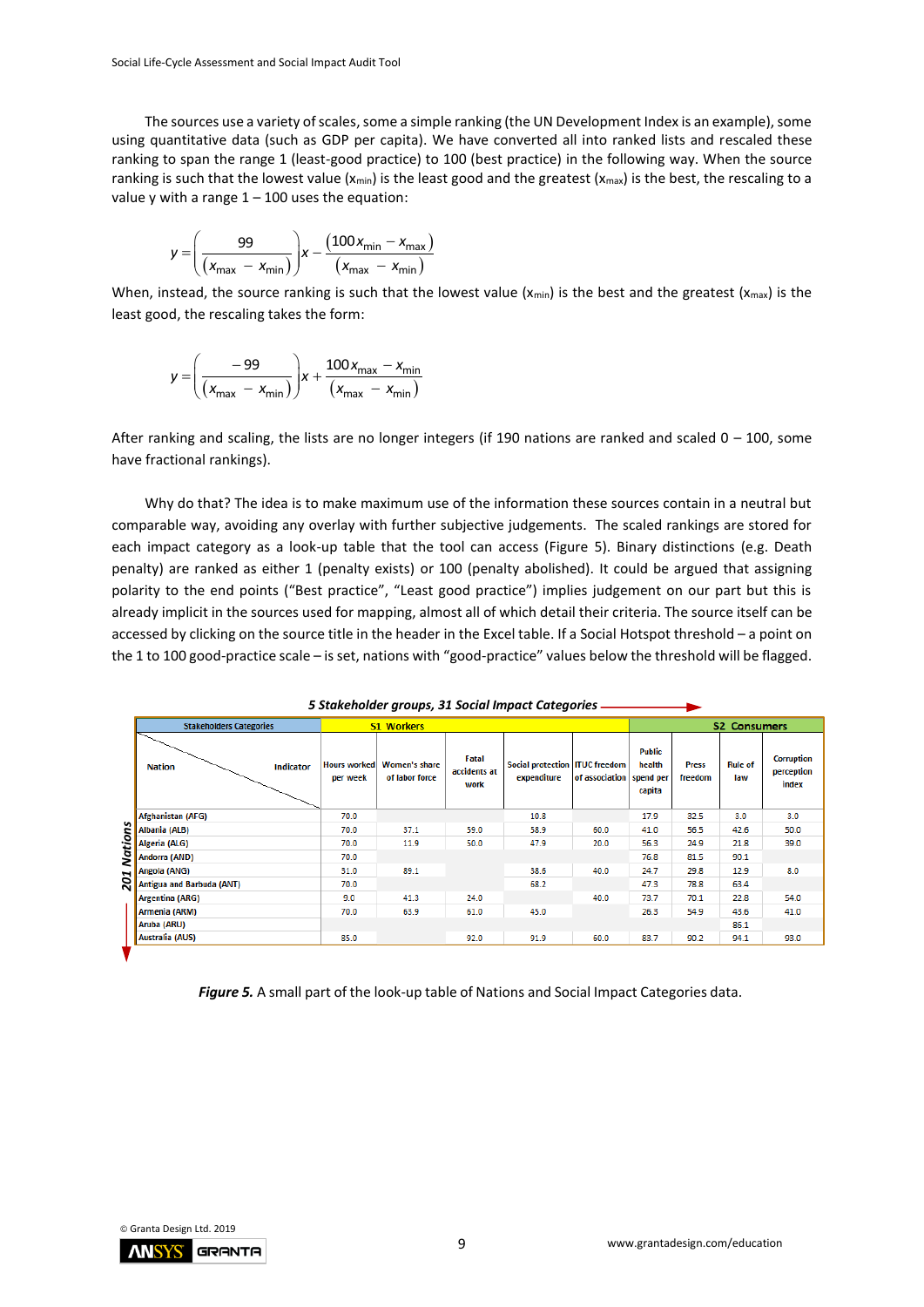The sources use a variety of scales, some a simple ranking (the UN Development Index is an example), some using quantitative data (such as GDP per capita). We have converted all into ranked lists and rescaled these ranking to span the range 1 (least-good practice) to 100 (best practice) in the following way. When the source ranking is such that the lowest value ($x_{min}$) is the least good and the greatest ($x_{max}$) is the best, the rescaling to a value y with a range 1 – 100 uses the equation:

$$y = \left( \frac{99}{(x_{max} - x_{min})} \right) x - \frac{(100\, x_{min} - x_{max})}{(x_{max} - x_{min})}$$

When, instead, the source ranking is such that the lowest value ($x_{min}$) is the best and the greatest ($x_{max}$) is the least good, the rescaling takes the form:

$$y = \left( \frac{-99}{(x_{max} - x_{min})} \right) x + \frac{100\, x_{max} - x_{min}}{(x_{max} - x_{min})}$$

After ranking and scaling, the lists are no longer integers (if 190 nations are ranked and scaled 0 – 100, some have fractional rankings).

Why do that? The idea is to make maximum use of the information these sources contain in a neutral but comparable way, avoiding any overlay with further subjective judgements. The scaled rankings are stored for each impact category as a look-up table that the tool can access (Figure 5). Binary distinctions (e.g. Death penalty) are ranked as either 1 (penalty exists) or 100 (penalty abolished). It could be argued that assigning polarity to the end points ("Best practice", "Least good practice") implies judgement on our part but this is already implicit in the sources used for mapping, almost all of which detail their criteria. The source itself can be accessed by clicking on the source title in the header in the Excel table. If a Social Hotspot threshold – a point on the 1 to 100 good-practice scale – is set, nations with "good-practice" values below the threshold will be flagged.

**5 Stakeholder groups, 31 Social Impact Categories** →

| Stakeholders Categories | S1 Workers | | | | | S2 Consumers | | | |
|---|---|---|---|---|---|---|---|---|---|
| Nation / Indicator | Hours worked per week | Women's share of labor force | Fatal accidents at work | Social protection expenditure | ITUC freedom of association | Public health spend per capita | Press freedom | Rule of law | Corruption perception index |
| Afghanistan (AFG) | 70.0 | | | 10.8 | | 17.9 | 32.5 | 3.0 | 3.0 |
| Albania (ALB) | 70.0 | 37.1 | 59.0 | 58.9 | 60.0 | 41.0 | 56.5 | 42.6 | 50.0 |
| Algeria (ALG) | 70.0 | 11.9 | 50.0 | 47.9 | 20.0 | 56.3 | 24.9 | 21.8 | 39.0 |
| Andorra (AND) | 70.0 | | | | | 76.8 | 81.5 | 90.1 | |
| Angola (ANG) | 31.0 | 89.1 | | 38.6 | 40.0 | 24.7 | 29.8 | 12.9 | 8.0 |
| Antigua and Barbuda (ANT) | 70.0 | | | 68.2 | | 47.3 | 78.8 | 63.4 | |
| Argentina (ARG) | 9.0 | 41.3 | 24.0 | | 40.0 | 73.7 | 70.1 | 22.8 | 54.0 |
| Armenia (ARM) | 70.0 | 63.9 | 61.0 | 45.0 | | 26.3 | 54.9 | 43.6 | 41.0 |
| Aruba (ARU) | | | | | | | | 85.1 | |
| Australia (AUS) | 85.0 | | 92.0 | 91.9 | 60.0 | 83.7 | 90.2 | 94.1 | 93.0 |

201 Nations ↓

***Figure 5.*** A small part of the look-up table of Nations and Social Impact Categories data.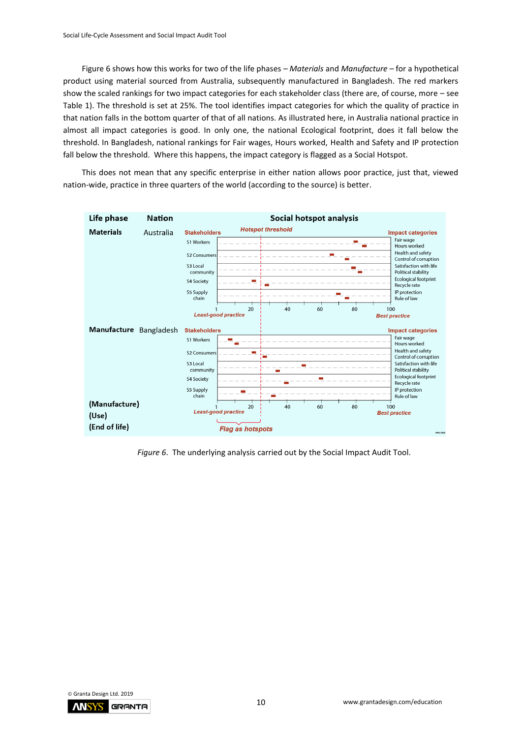Figure 6 shows how this works for two of the life phases – *Materials* and *Manufacture* – for a hypothetical product using material sourced from Australia, subsequently manufactured in Bangladesh. The red markers show the scaled rankings for two impact categories for each stakeholder class (there are, of course, more – see Table 1). The threshold is set at 25%. The tool identifies impact categories for which the quality of practice in that nation falls in the bottom quarter of that of all nations. As illustrated here, in Australia national practice in almost all impact categories is good. In only one, the national Ecological footprint, does it fall below the threshold. In Bangladesh, national rankings for Fair wages, Hours worked, Health and Safety and IP protection fall below the threshold. Where this happens, the impact category is flagged as a Social Hotspot.

This does not mean that any specific enterprise in either nation allows poor practice, just that, viewed nation-wide, practice in three quarters of the world (according to the source) is better.

*Figure 6*. The underlying analysis carried out by the Social Impact Audit Tool.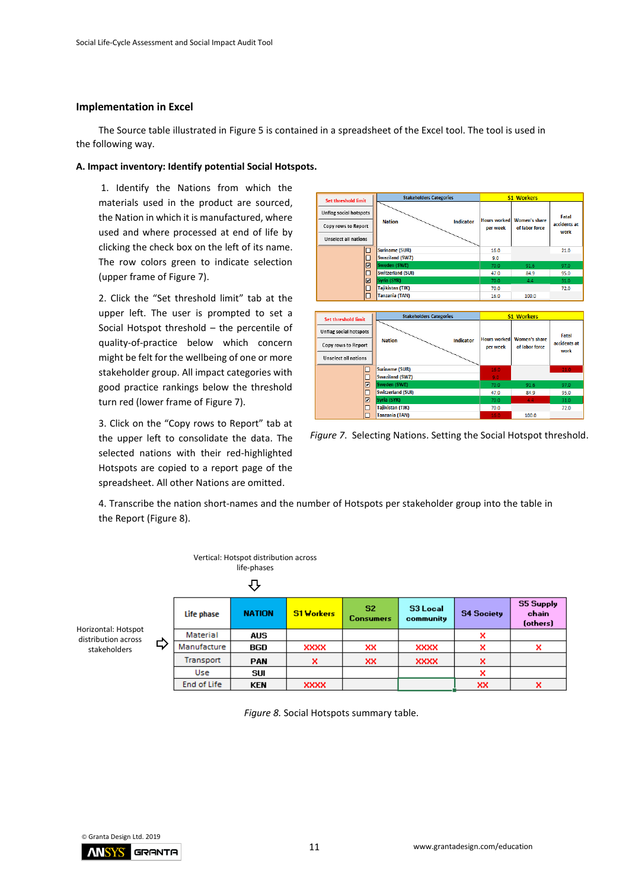### Implementation in Excel

The Source table illustrated in Figure 5 is contained in a spreadsheet of the Excel tool. The tool is used in the following way.

**A. Impact inventory: Identify potential Social Hotspots.**

1. Identify the Nations from which the materials used in the product are sourced, the Nation in which it is manufactured, where used and where processed at end of life by clicking the check box on the left of its name. The row colors green to indicate selection (upper frame of Figure 7).

2. Click the "Set threshold limit" tab at the upper left. The user is prompted to set a Social Hotspot threshold – the percentile of quality-of-practice below which concern might be felt for the wellbeing of one or more stakeholder group. All impact categories with good practice rankings below the threshold turn red (lower frame of Figure 7).

3. Click on the "Copy rows to Report" tab at the upper left to consolidate the data. The selected nations with their red-highlighted Hotspots are copied to a report page of the spreadsheet. All other Nations are omitted.

| Nation | Hours worked per week | Women's share of labor force | Fatal accidents at work |
|---|---|---|---|
| ☐ Suriname (SUR) | 16.0 | | 21.0 |
| ☐ Swaziland (SWZ) | 9.0 | | |
| ☑ Sweden (SWE) | 70.0 | 91.6 | 97.0 |
| ☐ Switzerland (SUI) | 47.0 | 84.9 | 95.0 |
| ☑ Syria (SYR) | 70.0 | 4.4 | 31.0 |
| ☐ Tajikistan (TJK) | 70.0 | | 72.0 |
| ☐ Tanzania (TAN) | 16.0 | 100.0 | |

*Figure 7.* Selecting Nations. Setting the Social Hotspot threshold.

4. Transcribe the nation short-names and the number of Hotspots per stakeholder group into the table in the Report (Figure 8).

Vertical: Hotspot distribution across life-phases

Horizontal: Hotspot distribution across stakeholders

| Life phase | NATION | S1 Workers | S2 Consumers | S3 Local community | S4 Society | S5 Supply chain (others) |
|---|---|---|---|---|---|---|
| Material | AUS | | | | x | |
| Manufacture | BGD | xxxx | xx | xxxx | x | x |
| Transport | PAN | x | xx | xxxx | x | |
| Use | SUI | | | | x | |
| End of Life | KEN | xxxx | | | xx | x |

*Figure 8.* Social Hotspots summary table.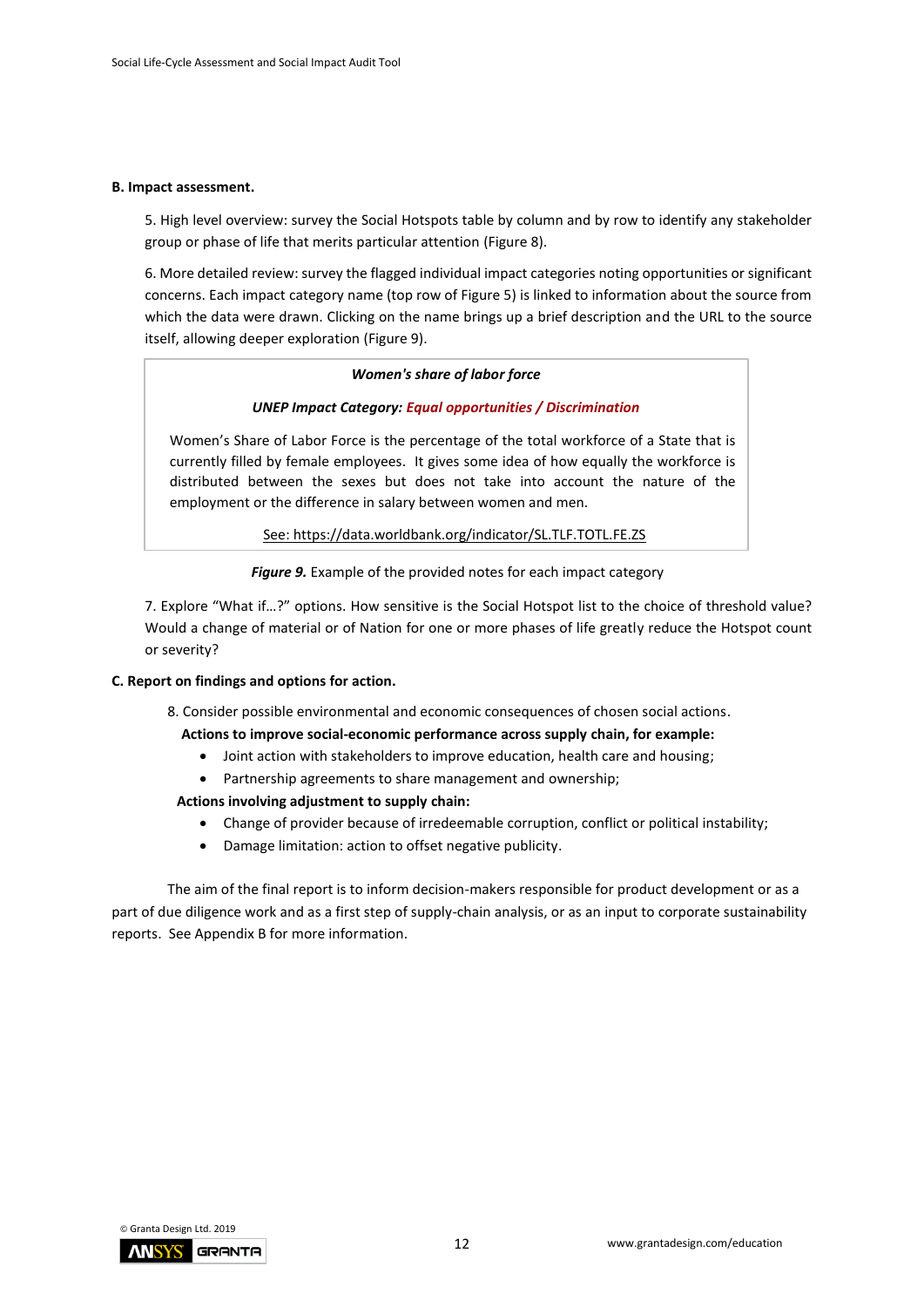**B. Impact assessment.**

5. High level overview: survey the Social Hotspots table by column and by row to identify any stakeholder group or phase of life that merits particular attention (Figure 8).

6. More detailed review: survey the flagged individual impact categories noting opportunities or significant concerns. Each impact category name (top row of Figure 5) is linked to information about the source from which the data were drawn. Clicking on the name brings up a brief description and the URL to the source itself, allowing deeper exploration (Figure 9).

> ***Women's share of labor force***
>
> ***UNEP Impact Category: Equal opportunities / Discrimination***
>
> Women's Share of Labor Force is the percentage of the total workforce of a State that is currently filled by female employees. It gives some idea of how equally the workforce is distributed between the sexes but does not take into account the nature of the employment or the difference in salary between women and men.
>
> See: https://data.worldbank.org/indicator/SL.TLF.TOTL.FE.ZS

***Figure 9.*** Example of the provided notes for each impact category

7. Explore "What if…?" options. How sensitive is the Social Hotspot list to the choice of threshold value? Would a change of material or of Nation for one or more phases of life greatly reduce the Hotspot count or severity?

**C. Report on findings and options for action.**

8. Consider possible environmental and economic consequences of chosen social actions.

**Actions to improve social-economic performance across supply chain, for example:**

- Joint action with stakeholders to improve education, health care and housing;
- Partnership agreements to share management and ownership;

**Actions involving adjustment to supply chain:**

- Change of provider because of irredeemable corruption, conflict or political instability;
- Damage limitation: action to offset negative publicity.

The aim of the final report is to inform decision-makers responsible for product development or as a part of due diligence work and as a first step of supply-chain analysis, or as an input to corporate sustainability reports. See Appendix B for more information.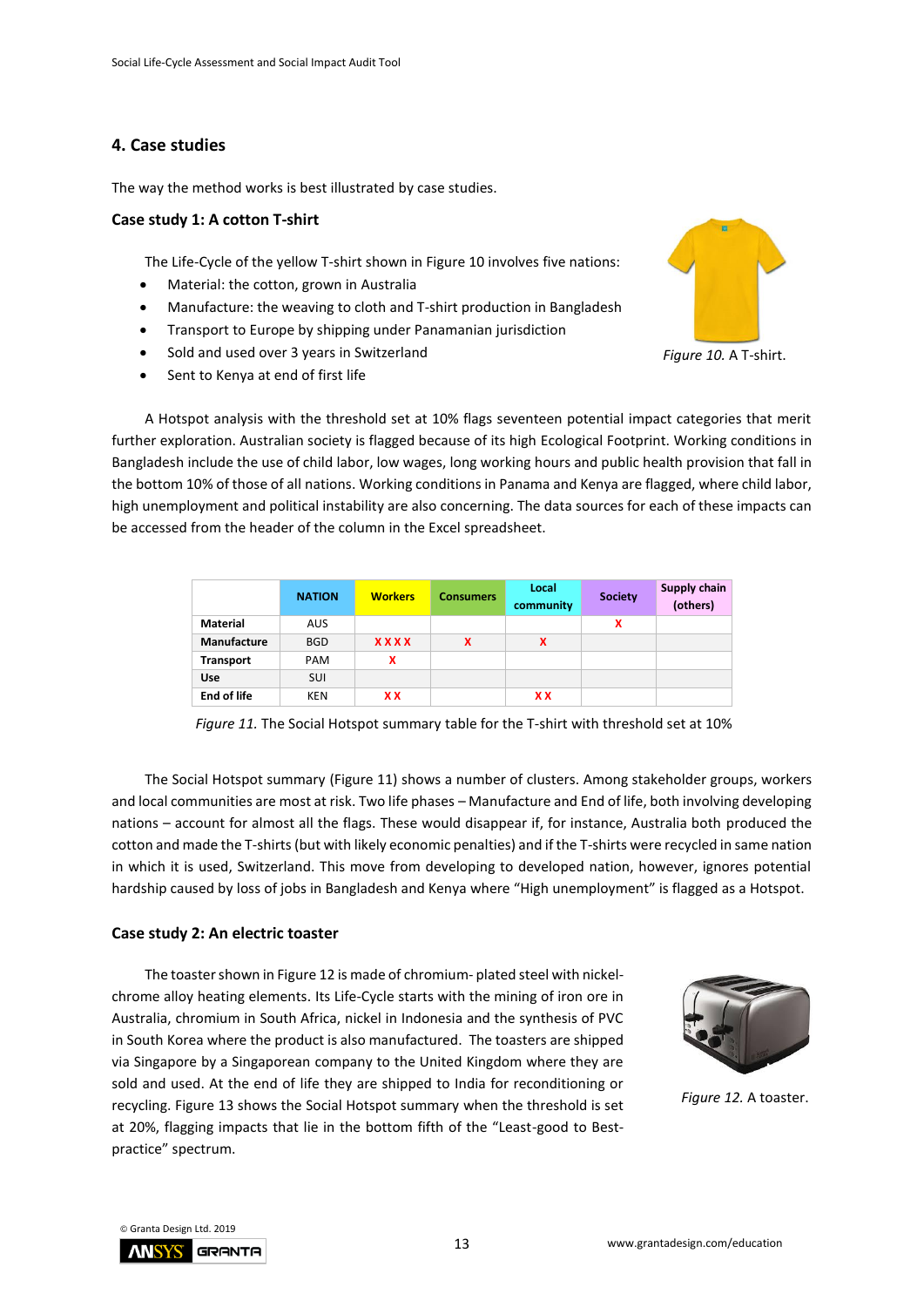## 4. Case studies

The way the method works is best illustrated by case studies.

### Case study 1: A cotton T-shirt

The Life-Cycle of the yellow T-shirt shown in Figure 10 involves five nations:

- Material: the cotton, grown in Australia
- Manufacture: the weaving to cloth and T-shirt production in Bangladesh
- Transport to Europe by shipping under Panamanian jurisdiction
- Sold and used over 3 years in Switzerland
- Sent to Kenya at end of first life

*Figure 10.* A T-shirt.

A Hotspot analysis with the threshold set at 10% flags seventeen potential impact categories that merit further exploration. Australian society is flagged because of its high Ecological Footprint. Working conditions in Bangladesh include the use of child labor, low wages, long working hours and public health provision that fall in the bottom 10% of those of all nations. Working conditions in Panama and Kenya are flagged, where child labor, high unemployment and political instability are also concerning. The data sources for each of these impacts can be accessed from the header of the column in the Excel spreadsheet.

| | NATION | Workers | Consumers | Local community | Society | Supply chain (others) |
|---|---|---|---|---|---|---|
| **Material** | AUS | | | | X | |
| **Manufacture** | BGD | X X X X | X | X | | |
| **Transport** | PAM | X | | | | |
| **Use** | SUI | | | | | |
| **End of life** | KEN | X X | | X X | | |

*Figure 11.* The Social Hotspot summary table for the T-shirt with threshold set at 10%

The Social Hotspot summary (Figure 11) shows a number of clusters. Among stakeholder groups, workers and local communities are most at risk. Two life phases – Manufacture and End of life, both involving developing nations – account for almost all the flags. These would disappear if, for instance, Australia both produced the cotton and made the T-shirts (but with likely economic penalties) and if the T-shirts were recycled in same nation in which it is used, Switzerland. This move from developing to developed nation, however, ignores potential hardship caused by loss of jobs in Bangladesh and Kenya where "High unemployment" is flagged as a Hotspot.

### Case study 2: An electric toaster

The toaster shown in Figure 12 is made of chromium- plated steel with nickel-chrome alloy heating elements. Its Life-Cycle starts with the mining of iron ore in Australia, chromium in South Africa, nickel in Indonesia and the synthesis of PVC in South Korea where the product is also manufactured. The toasters are shipped via Singapore by a Singaporean company to the United Kingdom where they are sold and used. At the end of life they are shipped to India for reconditioning or recycling. Figure 13 shows the Social Hotspot summary when the threshold is set at 20%, flagging impacts that lie in the bottom fifth of the "Least-good to Best-practice" spectrum.

*Figure 12.* A toaster.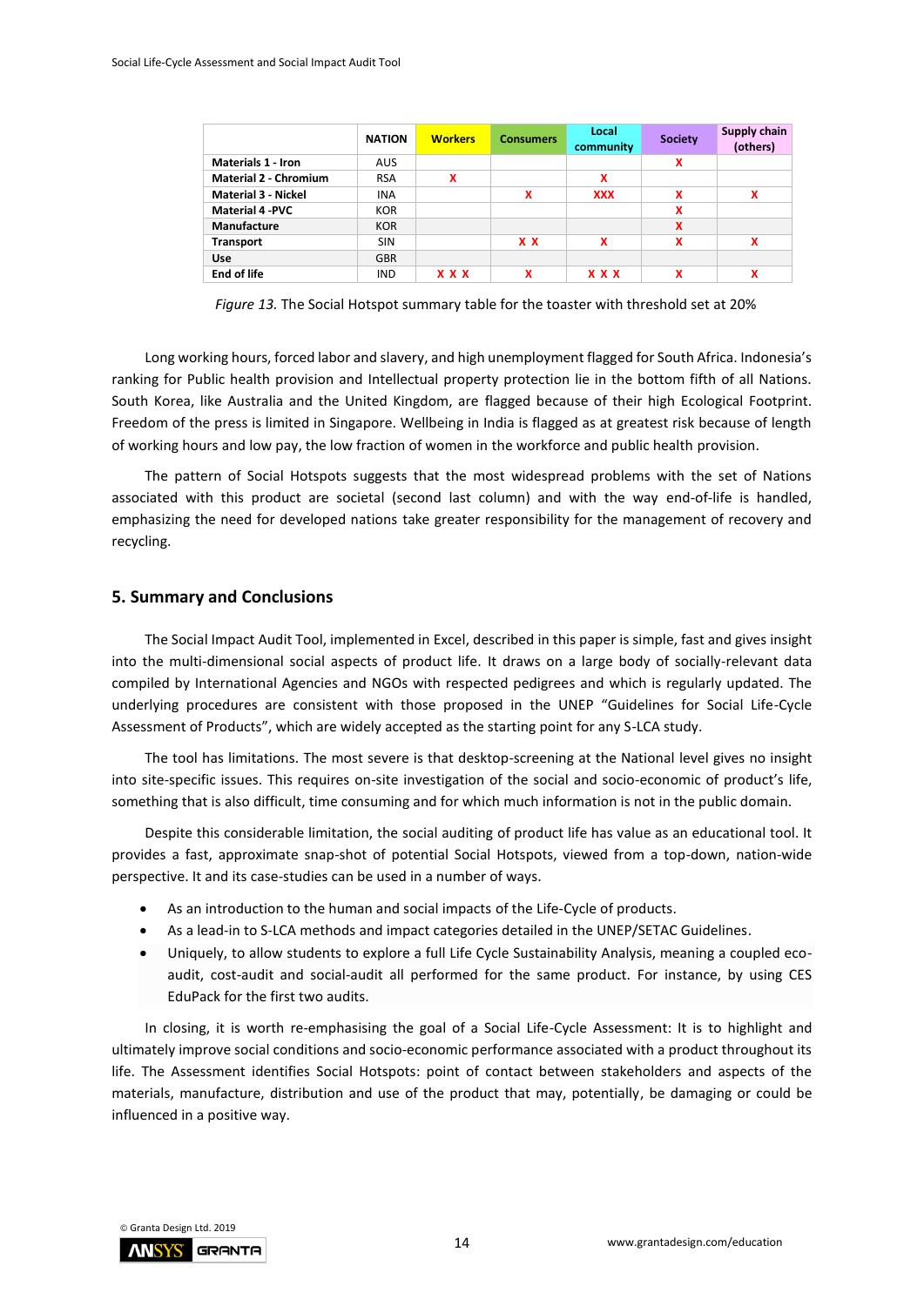| | NATION | Workers | Consumers | Local community | Society | Supply chain (others) |
|---|---|---|---|---|---|---|
| **Materials 1 - Iron** | AUS | | | | X | |
| **Material 2 - Chromium** | RSA | X | | X | | |
| **Material 3 - Nickel** | INA | | X | XXX | X | X |
| **Material 4 -PVC** | KOR | | | | X | |
| **Manufacture** | KOR | | | | X | |
| **Transport** | SIN | | X X | X | X | X |
| **Use** | GBR | | | | | |
| **End of life** | IND | X X X | X | X X X | X | X |

*Figure 13.* The Social Hotspot summary table for the toaster with threshold set at 20%

Long working hours, forced labor and slavery, and high unemployment flagged for South Africa. Indonesia's ranking for Public health provision and Intellectual property protection lie in the bottom fifth of all Nations. South Korea, like Australia and the United Kingdom, are flagged because of their high Ecological Footprint. Freedom of the press is limited in Singapore. Wellbeing in India is flagged as at greatest risk because of length of working hours and low pay, the low fraction of women in the workforce and public health provision.

The pattern of Social Hotspots suggests that the most widespread problems with the set of Nations associated with this product are societal (second last column) and with the way end-of-life is handled, emphasizing the need for developed nations take greater responsibility for the management of recovery and recycling.

## 5. Summary and Conclusions

The Social Impact Audit Tool, implemented in Excel, described in this paper is simple, fast and gives insight into the multi-dimensional social aspects of product life. It draws on a large body of socially-relevant data compiled by International Agencies and NGOs with respected pedigrees and which is regularly updated. The underlying procedures are consistent with those proposed in the UNEP "Guidelines for Social Life-Cycle Assessment of Products", which are widely accepted as the starting point for any S-LCA study.

The tool has limitations. The most severe is that desktop-screening at the National level gives no insight into site-specific issues. This requires on-site investigation of the social and socio-economic of product's life, something that is also difficult, time consuming and for which much information is not in the public domain.

Despite this considerable limitation, the social auditing of product life has value as an educational tool. It provides a fast, approximate snap-shot of potential Social Hotspots, viewed from a top-down, nation-wide perspective. It and its case-studies can be used in a number of ways.

- As an introduction to the human and social impacts of the Life-Cycle of products.
- As a lead-in to S-LCA methods and impact categories detailed in the UNEP/SETAC Guidelines.
- Uniquely, to allow students to explore a full Life Cycle Sustainability Analysis, meaning a coupled eco-audit, cost-audit and social-audit all performed for the same product. For instance, by using CES EduPack for the first two audits.

In closing, it is worth re-emphasising the goal of a Social Life-Cycle Assessment: It is to highlight and ultimately improve social conditions and socio-economic performance associated with a product throughout its life. The Assessment identifies Social Hotspots: point of contact between stakeholders and aspects of the materials, manufacture, distribution and use of the product that may, potentially, be damaging or could be influenced in a positive way.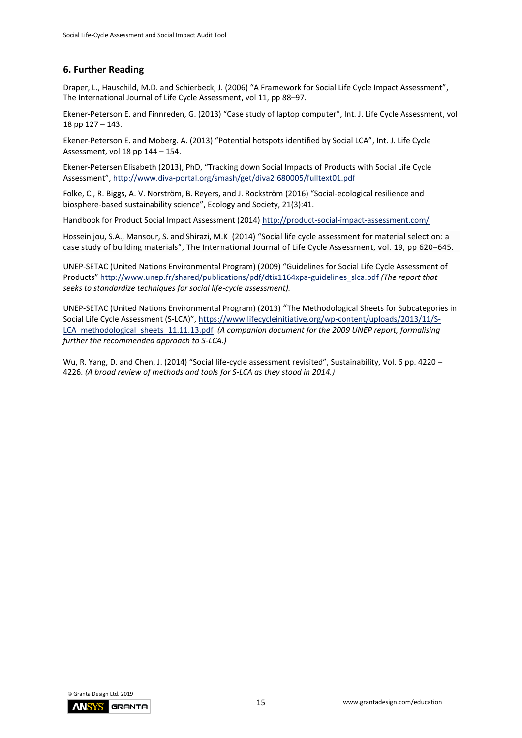## 6. Further Reading

Draper, L., Hauschild, M.D. and Schierbeck, J. (2006) "A Framework for Social Life Cycle Impact Assessment", The International Journal of Life Cycle Assessment, vol 11, pp 88–97.

Ekener-Peterson E. and Finnreden, G. (2013) "Case study of laptop computer", Int. J. Life Cycle Assessment, vol 18 pp 127 – 143.

Ekener-Peterson E. and Moberg. A. (2013) "Potential hotspots identified by Social LCA", Int. J. Life Cycle Assessment, vol 18 pp 144 – 154.

Ekener-Petersen Elisabeth (2013), PhD, "Tracking down Social Impacts of Products with Social Life Cycle Assessment", http://www.diva-portal.org/smash/get/diva2:680005/fulltext01.pdf

Folke, C., R. Biggs, A. V. Norström, B. Reyers, and J. Rockström (2016) "Social-ecological resilience and biosphere-based sustainability science", Ecology and Society, 21(3):41.

Handbook for Product Social Impact Assessment (2014) http://product-social-impact-assessment.com/

Hosseinijou, S.A., Mansour, S. and Shirazi, M.K (2014) "Social life cycle assessment for material selection: a case study of building materials", The International Journal of Life Cycle Assessment, vol. 19, pp 620–645.

UNEP-SETAC (United Nations Environmental Program) (2009) "Guidelines for Social Life Cycle Assessment of Products" http://www.unep.fr/shared/publications/pdf/dtix1164xpa-guidelines_slca.pdf *(The report that seeks to standardize techniques for social life-cycle assessment).*

UNEP-SETAC (United Nations Environmental Program) (2013) "The Methodological Sheets for Subcategories in Social Life Cycle Assessment (S-LCA)", https://www.lifecycleinitiative.org/wp-content/uploads/2013/11/S-LCA_methodological_sheets_11.11.13.pdf *(A companion document for the 2009 UNEP report, formalising further the recommended approach to S-LCA.)*

Wu, R. Yang, D. and Chen, J. (2014) "Social life-cycle assessment revisited", Sustainability, Vol. 6 pp. 4220 – 4226. *(A broad review of methods and tools for S-LCA as they stood in 2014.)*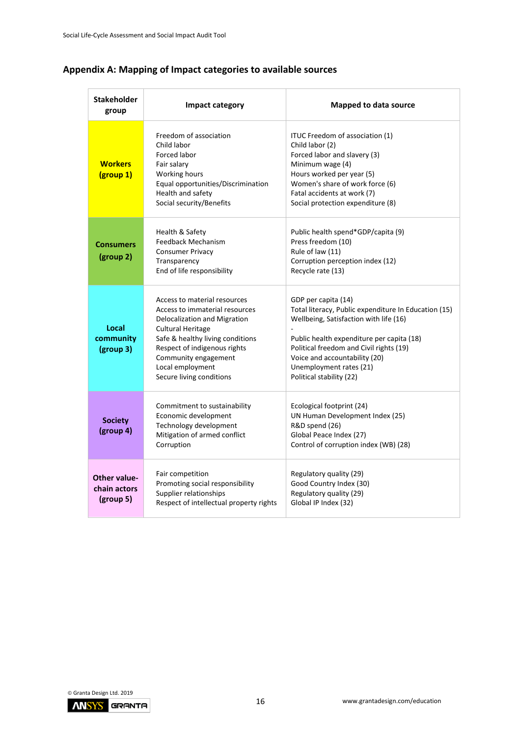## Appendix A: Mapping of Impact categories to available sources

| Stakeholder group | Impact category | Mapped to data source |
|---|---|---|
| **Workers (group 1)** | Freedom of association<br>Child labor<br>Forced labor<br>Fair salary<br>Working hours<br>Equal opportunities/Discrimination<br>Health and safety<br>Social security/Benefits | ITUC Freedom of association (1)<br>Child labor (2)<br>Forced labor and slavery (3)<br>Minimum wage (4)<br>Hours worked per year (5)<br>Women's share of work force (6)<br>Fatal accidents at work (7)<br>Social protection expenditure (8) |
| **Consumers (group 2)** | Health & Safety<br>Feedback Mechanism<br>Consumer Privacy<br>Transparency<br>End of life responsibility | Public health spend*GDP/capita (9)<br>Press freedom (10)<br>Rule of law (11)<br>Corruption perception index (12)<br>Recycle rate (13) |
| **Local community (group 3)** | Access to material resources<br>Access to immaterial resources<br>Delocalization and Migration<br>Cultural Heritage<br>Safe & healthy living conditions<br>Respect of indigenous rights<br>Community engagement<br>Local employment<br>Secure living conditions | GDP per capita (14)<br>Total literacy, Public expenditure In Education (15)<br>Wellbeing, Satisfaction with life (16)<br>-<br>Public health expenditure per capita (18)<br>Political freedom and Civil rights (19)<br>Voice and accountability (20)<br>Unemployment rates (21)<br>Political stability (22) |
| **Society (group 4)** | Commitment to sustainability<br>Economic development<br>Technology development<br>Mitigation of armed conflict<br>Corruption | Ecological footprint (24)<br>UN Human Development Index (25)<br>R&D spend (26)<br>Global Peace Index (27)<br>Control of corruption index (WB) (28) |
| **Other value-chain actors (group 5)** | Fair competition<br>Promoting social responsibility<br>Supplier relationships<br>Respect of intellectual property rights | Regulatory quality (29)<br>Good Country Index (30)<br>Regulatory quality (29)<br>Global IP Index (32) |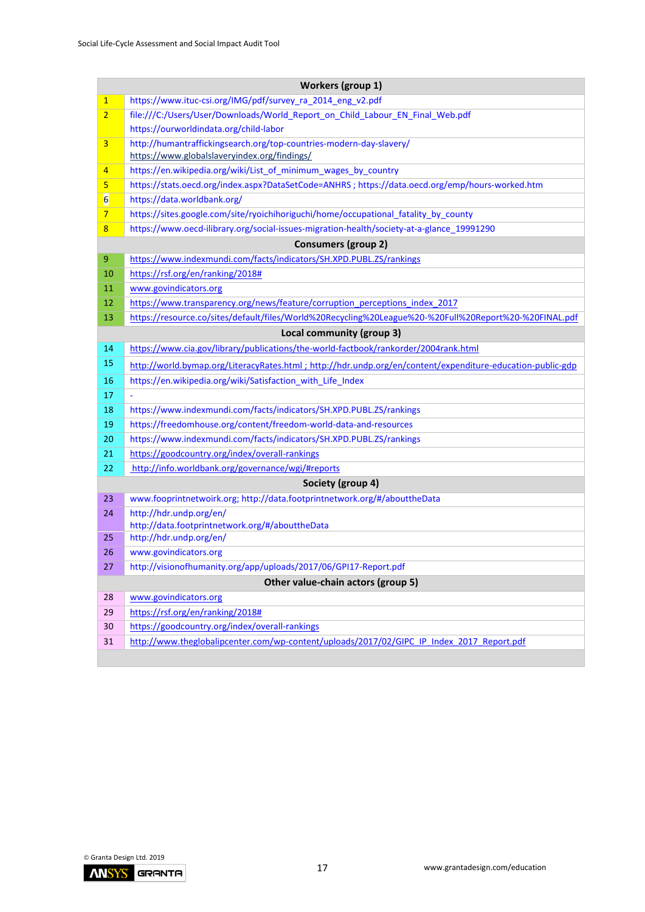| Workers (group 1) | |
|---|---|
| 1 | https://www.ituc-csi.org/IMG/pdf/survey_ra_2014_eng_v2.pdf |
| 2 | file:///C:/Users/User/Downloads/World_Report_on_Child_Labour_EN_Final_Web.pdf https://ourworldindata.org/child-labor |
| 3 | http://humantraffickingsearch.org/top-countries-modern-day-slavery/ https://www.globalslaveryindex.org/findings/ |
| 4 | https://en.wikipedia.org/wiki/List_of_minimum_wages_by_country |
| 5 | https://stats.oecd.org/index.aspx?DataSetCode=ANHRS ; https://data.oecd.org/emp/hours-worked.htm |
| 6 | https://data.worldbank.org/ |
| 7 | https://sites.google.com/site/ryoichihoriguchi/home/occupational_fatality_by_county |
| 8 | https://www.oecd-ilibrary.org/social-issues-migration-health/society-at-a-glance_19991290 |
| **Consumers (group 2)** | |
| 9 | https://www.indexmundi.com/facts/indicators/SH.XPD.PUBL.ZS/rankings |
| 10 | https://rsf.org/en/ranking/2018# |
| 11 | www.govindicators.org |
| 12 | https://www.transparency.org/news/feature/corruption_perceptions_index_2017 |
| 13 | https://resource.co/sites/default/files/World%20Recycling%20League%20-%20Full%20Report%20-%20FINAL.pdf |
| **Local community (group 3)** | |
| 14 | https://www.cia.gov/library/publications/the-world-factbook/rankorder/2004rank.html |
| 15 | http://world.bymap.org/LiteracyRates.html ; http://hdr.undp.org/en/content/expenditure-education-public-gdp |
| 16 | https://en.wikipedia.org/wiki/Satisfaction_with_Life_Index |
| 17 | - |
| 18 | https://www.indexmundi.com/facts/indicators/SH.XPD.PUBL.ZS/rankings |
| 19 | https://freedomhouse.org/content/freedom-world-data-and-resources |
| 20 | https://www.indexmundi.com/facts/indicators/SH.XPD.PUBL.ZS/rankings |
| 21 | https://goodcountry.org/index/overall-rankings |
| 22 | http://info.worldbank.org/governance/wgi/#reports |
| **Society (group 4)** | |
| 23 | www.fooprintnetwoirk.org; http://data.footprintnetwork.org/#/abouttheData |
| 24 | http://hdr.undp.org/en/ http://data.footprintnetwork.org/#/abouttheData |
| 25 | http://hdr.undp.org/en/ |
| 26 | www.govindicators.org |
| 27 | http://visionofhumanity.org/app/uploads/2017/06/GPI17-Report.pdf |
| **Other value-chain actors (group 5)** | |
| 28 | www.govindicators.org |
| 29 | https://rsf.org/en/ranking/2018# |
| 30 | https://goodcountry.org/index/overall-rankings |
| 31 | http://www.theglobalipcenter.com/wp-content/uploads/2017/02/GIPC_IP_Index_2017_Report.pdf |

© Granta Design Ltd. 2019

www.grantadesign.com/education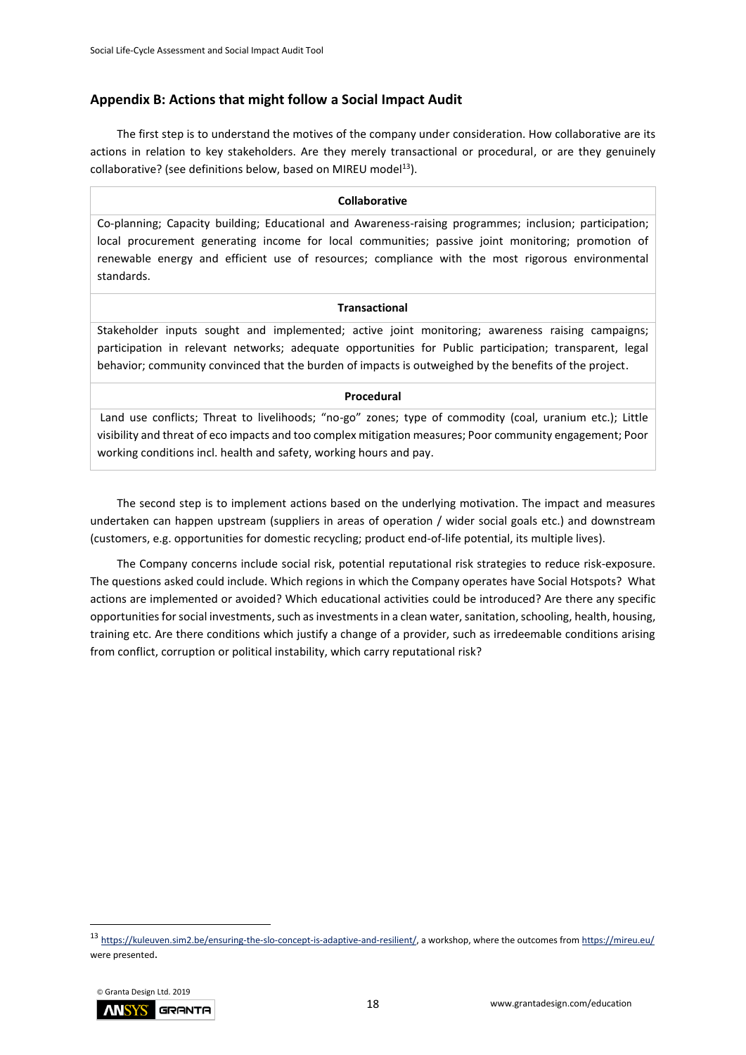## Appendix B: Actions that might follow a Social Impact Audit

The first step is to understand the motives of the company under consideration. How collaborative are its actions in relation to key stakeholders. Are they merely transactional or procedural, or are they genuinely collaborative? (see definitions below, based on MIREU model[13]).

| Collaborative |
|---|
| Co-planning; Capacity building; Educational and Awareness-raising programmes; inclusion; participation; local procurement generating income for local communities; passive joint monitoring; promotion of renewable energy and efficient use of resources; compliance with the most rigorous environmental standards. |
| **Transactional** |
| Stakeholder inputs sought and implemented; active joint monitoring; awareness raising campaigns; participation in relevant networks; adequate opportunities for Public participation; transparent, legal behavior; community convinced that the burden of impacts is outweighed by the benefits of the project. |
| **Procedural** |
| Land use conflicts; Threat to livelihoods; "no-go" zones; type of commodity (coal, uranium etc.); Little visibility and threat of eco impacts and too complex mitigation measures; Poor community engagement; Poor working conditions incl. health and safety, working hours and pay. |

The second step is to implement actions based on the underlying motivation. The impact and measures undertaken can happen upstream (suppliers in areas of operation / wider social goals etc.) and downstream (customers, e.g. opportunities for domestic recycling; product end-of-life potential, its multiple lives).

The Company concerns include social risk, potential reputational risk strategies to reduce risk-exposure. The questions asked could include. Which regions in which the Company operates have Social Hotspots? What actions are implemented or avoided? Which educational activities could be introduced? Are there any specific opportunities for social investments, such as investments in a clean water, sanitation, schooling, health, housing, training etc. Are there conditions which justify a change of a provider, such as irredeemable conditions arising from conflict, corruption or political instability, which carry reputational risk?

[13] https://kuleuven.sim2.be/ensuring-the-slo-concept-is-adaptive-and-resilient/, a workshop, where the outcomes from https://mireu.eu/ were presented.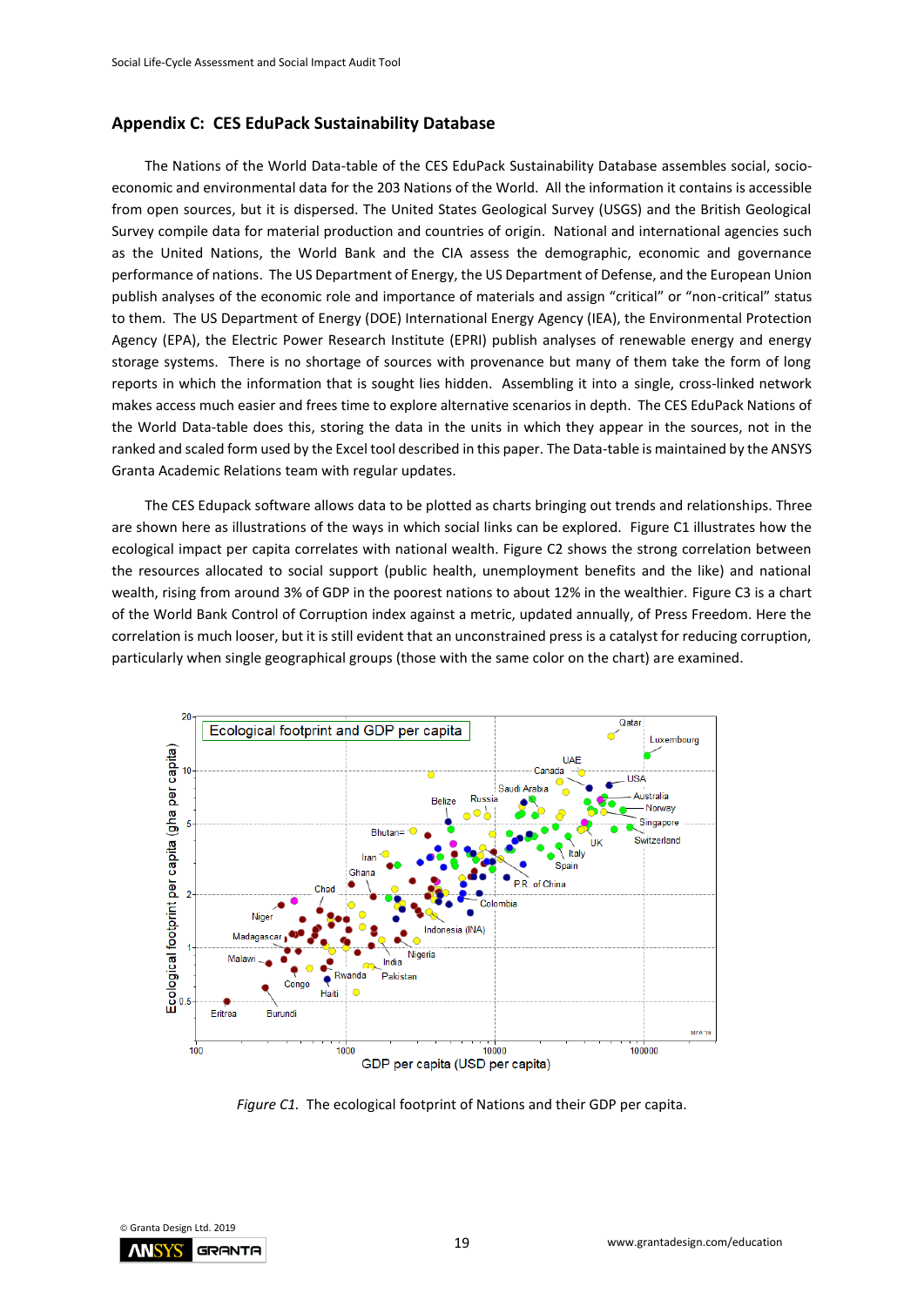## Appendix C: CES EduPack Sustainability Database

The Nations of the World Data-table of the CES EduPack Sustainability Database assembles social, socio-economic and environmental data for the 203 Nations of the World. All the information it contains is accessible from open sources, but it is dispersed. The United States Geological Survey (USGS) and the British Geological Survey compile data for material production and countries of origin. National and international agencies such as the United Nations, the World Bank and the CIA assess the demographic, economic and governance performance of nations. The US Department of Energy, the US Department of Defense, and the European Union publish analyses of the economic role and importance of materials and assign "critical" or "non-critical" status to them. The US Department of Energy (DOE) International Energy Agency (IEA), the Environmental Protection Agency (EPA), the Electric Power Research Institute (EPRI) publish analyses of renewable energy and energy storage systems. There is no shortage of sources with provenance but many of them take the form of long reports in which the information that is sought lies hidden. Assembling it into a single, cross-linked network makes access much easier and frees time to explore alternative scenarios in depth. The CES EduPack Nations of the World Data-table does this, storing the data in the units in which they appear in the sources, not in the ranked and scaled form used by the Excel tool described in this paper. The Data-table is maintained by the ANSYS Granta Academic Relations team with regular updates.

The CES Edupack software allows data to be plotted as charts bringing out trends and relationships. Three are shown here as illustrations of the ways in which social links can be explored. Figure C1 illustrates how the ecological impact per capita correlates with national wealth. Figure C2 shows the strong correlation between the resources allocated to social support (public health, unemployment benefits and the like) and national wealth, rising from around 3% of GDP in the poorest nations to about 12% in the wealthier. Figure C3 is a chart of the World Bank Control of Corruption index against a metric, updated annually, of Press Freedom. Here the correlation is much looser, but it is still evident that an unconstrained press is a catalyst for reducing corruption, particularly when single geographical groups (those with the same color on the chart) are examined.

*Figure C1.* The ecological footprint of Nations and their GDP per capita.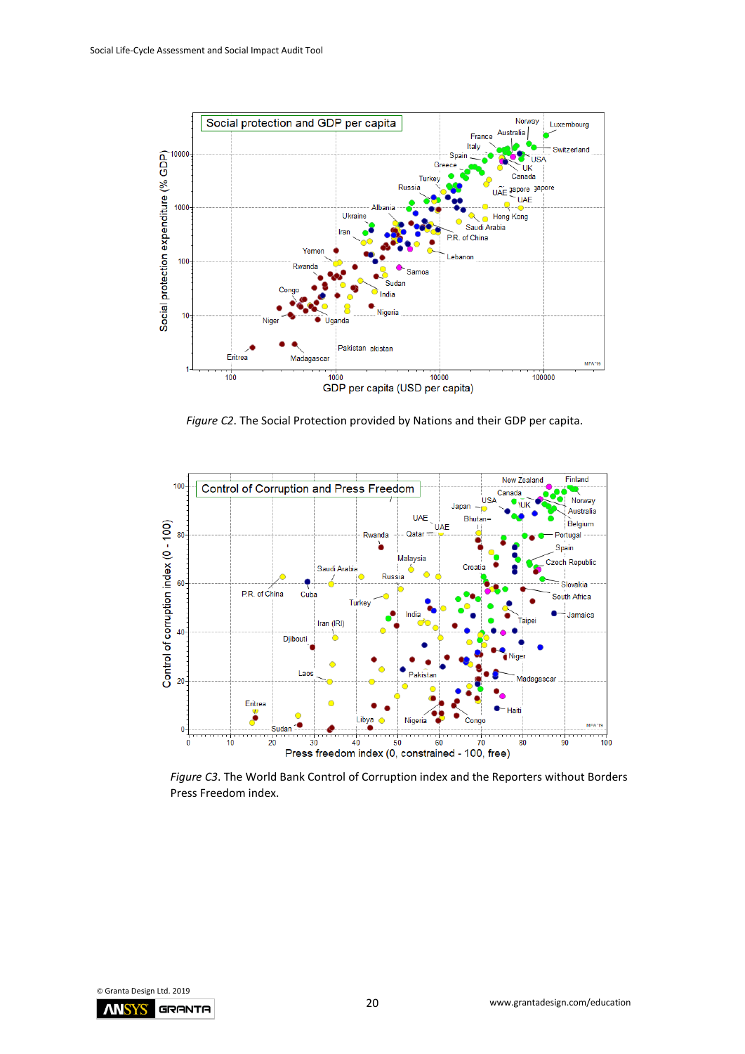*Figure C2*. The Social Protection provided by Nations and their GDP per capita.

*Figure C3*. The World Bank Control of Corruption index and the Reporters without Borders Press Freedom index.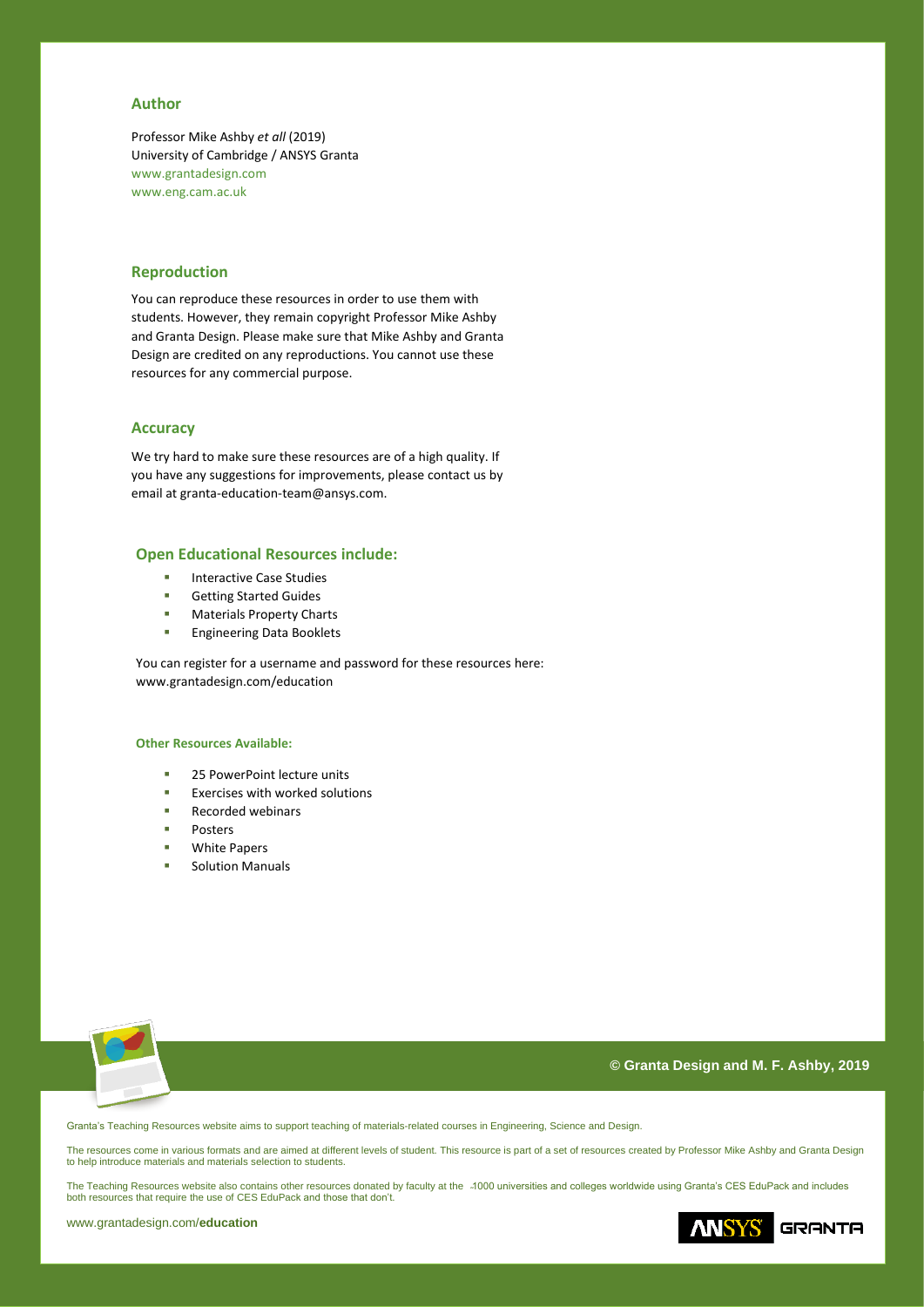## Author

Professor Mike Ashby *et all* (2019)
University of Cambridge / ANSYS Granta
www.grantadesign.com
www.eng.cam.ac.uk

## Reproduction

You can reproduce these resources in order to use them with students. However, they remain copyright Professor Mike Ashby and Granta Design. Please make sure that Mike Ashby and Granta Design are credited on any reproductions. You cannot use these resources for any commercial purpose.

## Accuracy

We try hard to make sure these resources are of a high quality. If you have any suggestions for improvements, please contact us by email at granta-education-team@ansys.com.

## Open Educational Resources include:

- Interactive Case Studies
- Getting Started Guides
- Materials Property Charts
- Engineering Data Booklets

You can register for a username and password for these resources here:
www.grantadesign.com/education

### Other Resources Available:

- 25 PowerPoint lecture units
- Exercises with worked solutions
- Recorded webinars
- Posters
- White Papers
- Solution Manuals

**© Granta Design and M. F. Ashby, 2019**

Granta's Teaching Resources website aims to support teaching of materials-related courses in Engineering, Science and Design.

The resources come in various formats and are aimed at different levels of student. This resource is part of a set of resources created by Professor Mike Ashby and Granta Design to help introduce materials and materials selection to students.

The Teaching Resources website also contains other resources donated by faculty at the ~1000 universities and colleges worldwide using Granta's CES EduPack and includes both resources that require the use of CES EduPack and those that don't.

www.grantadesign.com/**education**